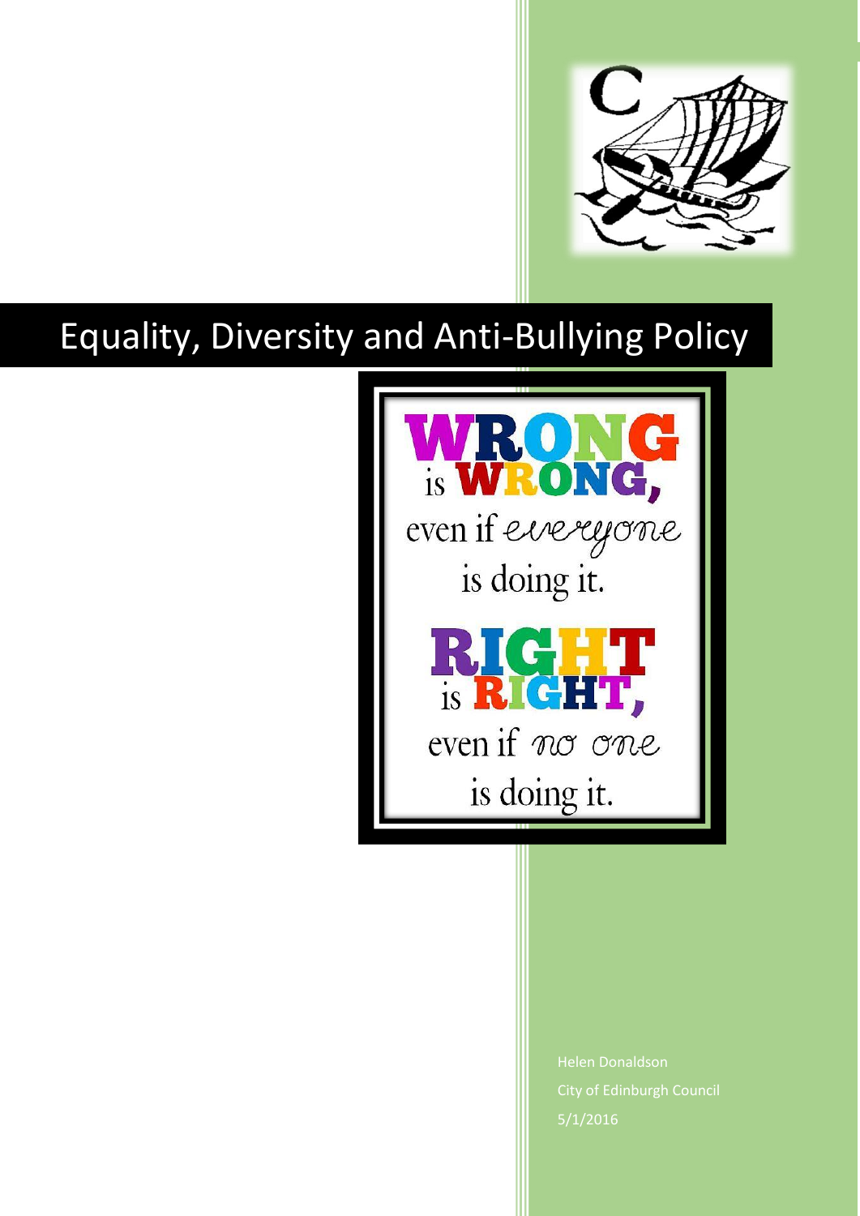# Equality, Diversity and Anti-Bullying Policy

WRONG is WRONG, even if everyone is doing it.

RIGHT is RIGHT, even if no one is doing it.

Helen Donaldson

City of Edinburgh Council

5/1/2016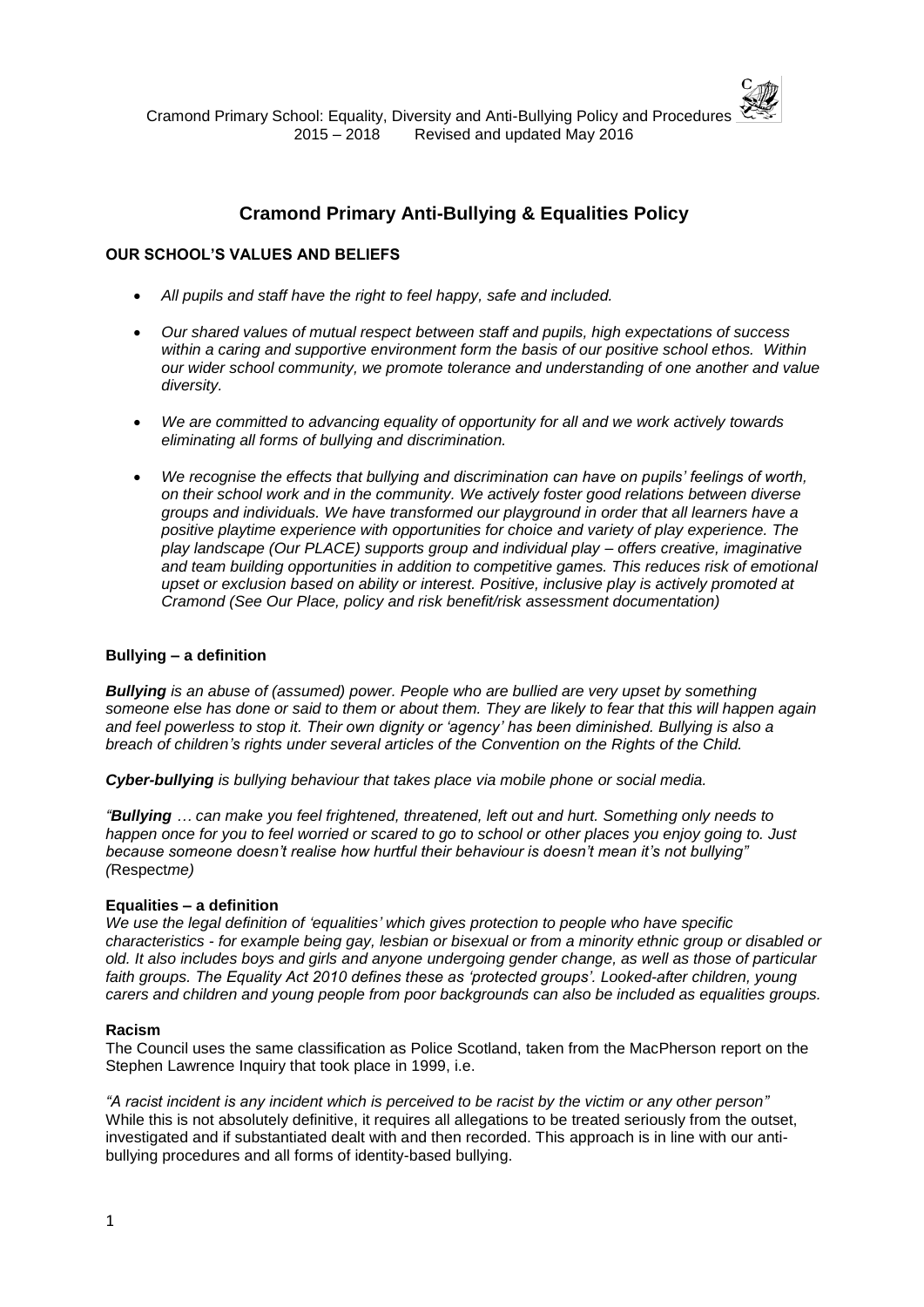# Cramond Primary Anti-Bullying & Equalities Policy

## OUR SCHOOL'S VALUES AND BELIEFS

- *All pupils and staff have the right to feel happy, safe and included.*
- *Our shared values of mutual respect between staff and pupils, high expectations of success within a caring and supportive environment form the basis of our positive school ethos. Within our wider school community, we promote tolerance and understanding of one another and value diversity.*
- *We are committed to advancing equality of opportunity for all and we work actively towards eliminating all forms of bullying and discrimination.*
- *We recognise the effects that bullying and discrimination can have on pupils' feelings of worth, on their school work and in the community. We actively foster good relations between diverse groups and individuals. We have transformed our playground in order that all learners have a positive playtime experience with opportunities for choice and variety of play experience. The play landscape (Our PLACE) supports group and individual play – offers creative, imaginative and team building opportunities in addition to competitive games. This reduces risk of emotional upset or exclusion based on ability or interest. Positive, inclusive play is actively promoted at Cramond (See Our Place, policy and risk benefit/risk assessment documentation)*

### Bullying – a definition

***Bullying*** *is an abuse of (assumed) power. People who are bullied are very upset by something someone else has done or said to them or about them. They are likely to fear that this will happen again and feel powerless to stop it. Their own dignity or 'agency' has been diminished. Bullying is also a breach of children's rights under several articles of the Convention on the Rights of the Child.*

***Cyber-bullying*** *is bullying behaviour that takes place via mobile phone or social media.*

*"**Bullying** … can make you feel frightened, threatened, left out and hurt. Something only needs to happen once for you to feel worried or scared to go to school or other places you enjoy going to. Just because someone doesn't realise how hurtful their behaviour is doesn't mean it's not bullying" (*Respect*me)*

### Equalities – a definition

*We use the legal definition of 'equalities' which gives protection to people who have specific characteristics - for example being gay, lesbian or bisexual or from a minority ethnic group or disabled or old. It also includes boys and girls and anyone undergoing gender change, as well as those of particular faith groups. The Equality Act 2010 defines these as 'protected groups'. Looked-after children, young carers and children and young people from poor backgrounds can also be included as equalities groups.*

### Racism

The Council uses the same classification as Police Scotland, taken from the MacPherson report on the Stephen Lawrence Inquiry that took place in 1999, i.e.

*"A racist incident is any incident which is perceived to be racist by the victim or any other person"*
While this is not absolutely definitive, it requires all allegations to be treated seriously from the outset, investigated and if substantiated dealt with and then recorded. This approach is in line with our anti-bullying procedures and all forms of identity-based bullying.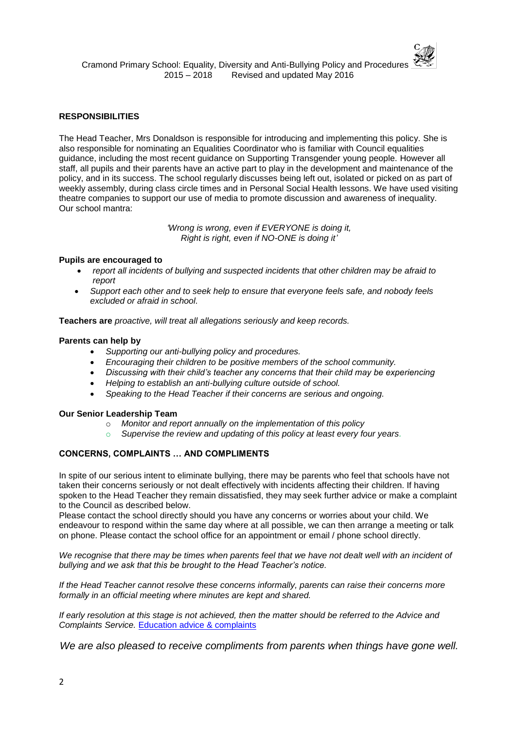## RESPONSIBILITIES

The Head Teacher, Mrs Donaldson is responsible for introducing and implementing this policy. She is also responsible for nominating an Equalities Coordinator who is familiar with Council equalities guidance, including the most recent guidance on Supporting Transgender young people. However all staff, all pupils and their parents have an active part to play in the development and maintenance of the policy, and in its success. The school regularly discusses being left out, isolated or picked on as part of weekly assembly, during class circle times and in Personal Social Health lessons. We have used visiting theatre companies to support our use of media to promote discussion and awareness of inequality.
Our school mantra:

*'Wrong is wrong, even if EVERYONE is doing it,*
*Right is right, even if NO-ONE is doing it'*

**Pupils are encouraged to**

- *report all incidents of bullying and suspected incidents that other children may be afraid to report*
- *Support each other and to seek help to ensure that everyone feels safe, and nobody feels excluded or afraid in school.*

**Teachers are** *proactive, will treat all allegations seriously and keep records.*

**Parents can help by**

- *Supporting our anti-bullying policy and procedures.*
- *Encouraging their children to be positive members of the school community.*
- *Discussing with their child's teacher any concerns that their child may be experiencing*
- *Helping to establish an anti-bullying culture outside of school.*
- *Speaking to the Head Teacher if their concerns are serious and ongoing.*

**Our Senior Leadership Team**

- *Monitor and report annually on the implementation of this policy*
- *Supervise the review and updating of this policy at least every four years.*

## CONCERNS, COMPLAINTS … AND COMPLIMENTS

In spite of our serious intent to eliminate bullying, there may be parents who feel that schools have not taken their concerns seriously or not dealt effectively with incidents affecting their children. If having spoken to the Head Teacher they remain dissatisfied, they may seek further advice or make a complaint to the Council as described below.
Please contact the school directly should you have any concerns or worries about your child. We endeavour to respond within the same day where at all possible, we can then arrange a meeting or talk on phone. Please contact the school office for an appointment or email / phone school directly.

*We recognise that there may be times when parents feel that we have not dealt well with an incident of bullying and we ask that this be brought to the Head Teacher's notice.*

*If the Head Teacher cannot resolve these concerns informally, parents can raise their concerns more formally in an official meeting where minutes are kept and shared.*

*If early resolution at this stage is not achieved, then the matter should be referred to the Advice and Complaints Service.* Education advice & complaints

*We are also pleased to receive compliments from parents when things have gone well.*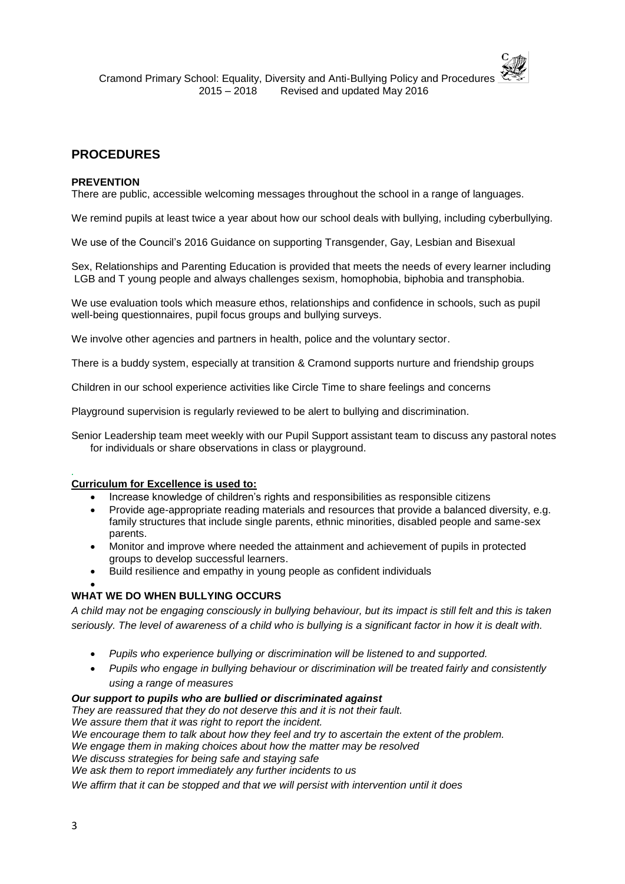## PROCEDURES

**PREVENTION**

There are public, accessible welcoming messages throughout the school in a range of languages.

We remind pupils at least twice a year about how our school deals with bullying, including cyberbullying.

We use of the Council's 2016 Guidance on supporting Transgender, Gay, Lesbian and Bisexual

Sex, Relationships and Parenting Education is provided that meets the needs of every learner including LGB and T young people and always challenges sexism, homophobia, biphobia and transphobia.

We use evaluation tools which measure ethos, relationships and confidence in schools, such as pupil well-being questionnaires, pupil focus groups and bullying surveys.

We involve other agencies and partners in health, police and the voluntary sector.

There is a buddy system, especially at transition & Cramond supports nurture and friendship groups

Children in our school experience activities like Circle Time to share feelings and concerns

Playground supervision is regularly reviewed to be alert to bullying and discrimination.

Senior Leadership team meet weekly with our Pupil Support assistant team to discuss any pastoral notes for individuals or share observations in class or playground.

**Curriculum for Excellence is used to:**

- Increase knowledge of children's rights and responsibilities as responsible citizens
- Provide age-appropriate reading materials and resources that provide a balanced diversity, e.g. family structures that include single parents, ethnic minorities, disabled people and same-sex parents.
- Monitor and improve where needed the attainment and achievement of pupils in protected groups to develop successful learners.
- Build resilience and empathy in young people as confident individuals

**WHAT WE DO WHEN BULLYING OCCURS**

*A child may not be engaging consciously in bullying behaviour, but its impact is still felt and this is taken seriously. The level of awareness of a child who is bullying is a significant factor in how it is dealt with.*

- *Pupils who experience bullying or discrimination will be listened to and supported.*
- *Pupils who engage in bullying behaviour or discrimination will be treated fairly and consistently using a range of measures*

***Our support to pupils who are bullied or discriminated against***

*They are reassured that they do not deserve this and it is not their fault.*
*We assure them that it was right to report the incident.*
*We encourage them to talk about how they feel and try to ascertain the extent of the problem.*
*We engage them in making choices about how the matter may be resolved*
*We discuss strategies for being safe and staying safe*
*We ask them to report immediately any further incidents to us*
*We affirm that it can be stopped and that we will persist with intervention until it does*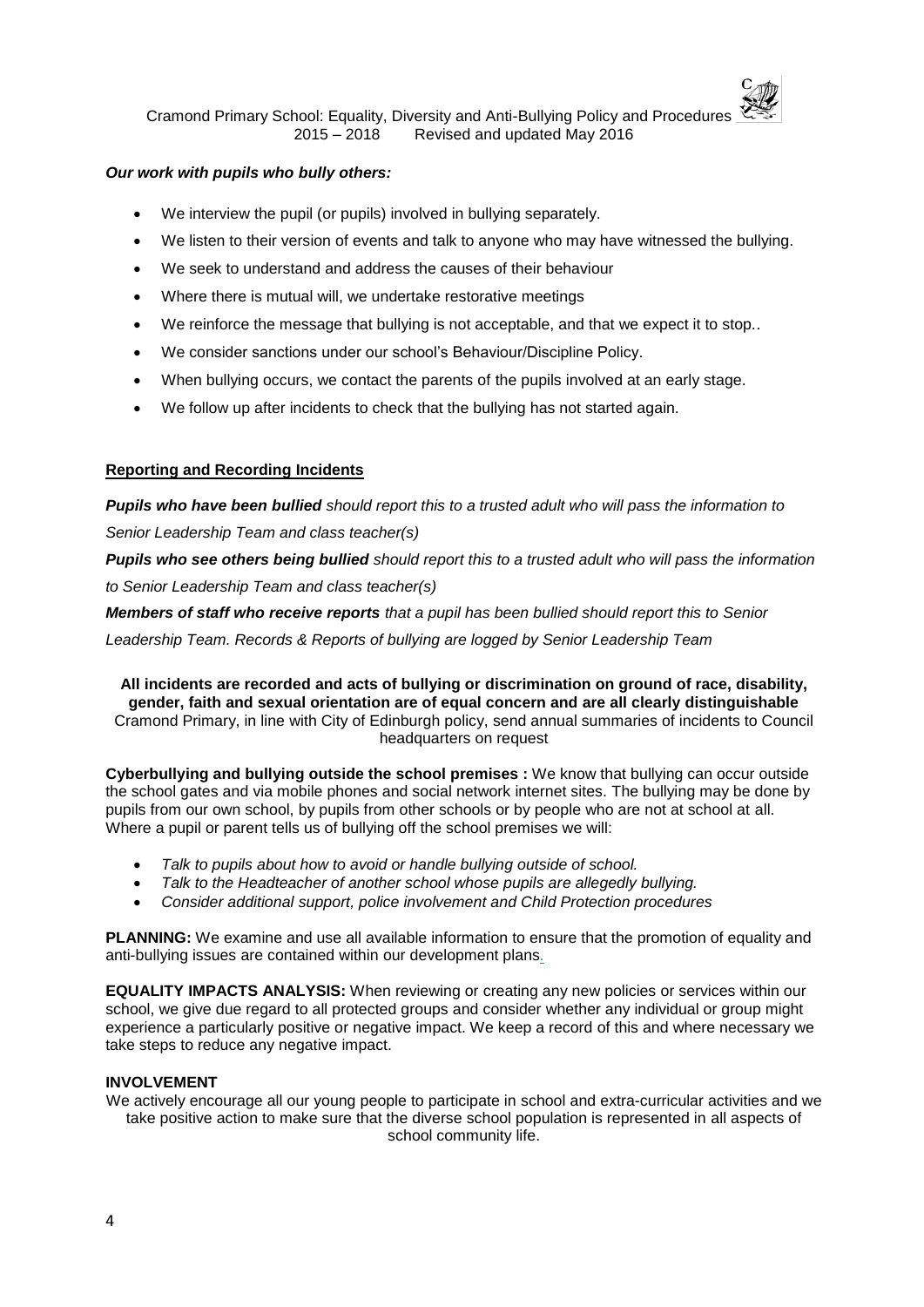***Our work with pupils who bully others:***

- We interview the pupil (or pupils) involved in bullying separately.
- We listen to their version of events and talk to anyone who may have witnessed the bullying.
- We seek to understand and address the causes of their behaviour
- Where there is mutual will, we undertake restorative meetings
- We reinforce the message that bullying is not acceptable, and that we expect it to stop..
- We consider sanctions under our school's Behaviour/Discipline Policy.
- When bullying occurs, we contact the parents of the pupils involved at an early stage.
- We follow up after incidents to check that the bullying has not started again.

**Reporting and Recording Incidents**

***Pupils who have been bullied*** *should report this to a trusted adult who will pass the information to Senior Leadership Team and class teacher(s)*

***Pupils who see others being bullied*** *should report this to a trusted adult who will pass the information to Senior Leadership Team and class teacher(s)*

***Members of staff who receive reports*** *that a pupil has been bullied should report this to Senior Leadership Team. Records & Reports of bullying are logged by Senior Leadership Team*

**All incidents are recorded and acts of bullying or discrimination on ground of race, disability, gender, faith and sexual orientation are of equal concern and are all clearly distinguishable**
Cramond Primary, in line with City of Edinburgh policy, send annual summaries of incidents to Council headquarters on request

**Cyberbullying and bullying outside the school premises :** We know that bullying can occur outside the school gates and via mobile phones and social network internet sites. The bullying may be done by pupils from our own school, by pupils from other schools or by people who are not at school at all. Where a pupil or parent tells us of bullying off the school premises we will:

- *Talk to pupils about how to avoid or handle bullying outside of school.*
- *Talk to the Headteacher of another school whose pupils are allegedly bullying.*
- *Consider additional support, police involvement and Child Protection procedures*

**PLANNING:** We examine and use all available information to ensure that the promotion of equality and anti-bullying issues are contained within our development plans.

**EQUALITY IMPACTS ANALYSIS:** When reviewing or creating any new policies or services within our school, we give due regard to all protected groups and consider whether any individual or group might experience a particularly positive or negative impact. We keep a record of this and where necessary we take steps to reduce any negative impact.

**INVOLVEMENT**

We actively encourage all our young people to participate in school and extra-curricular activities and we take positive action to make sure that the diverse school population is represented in all aspects of school community life.